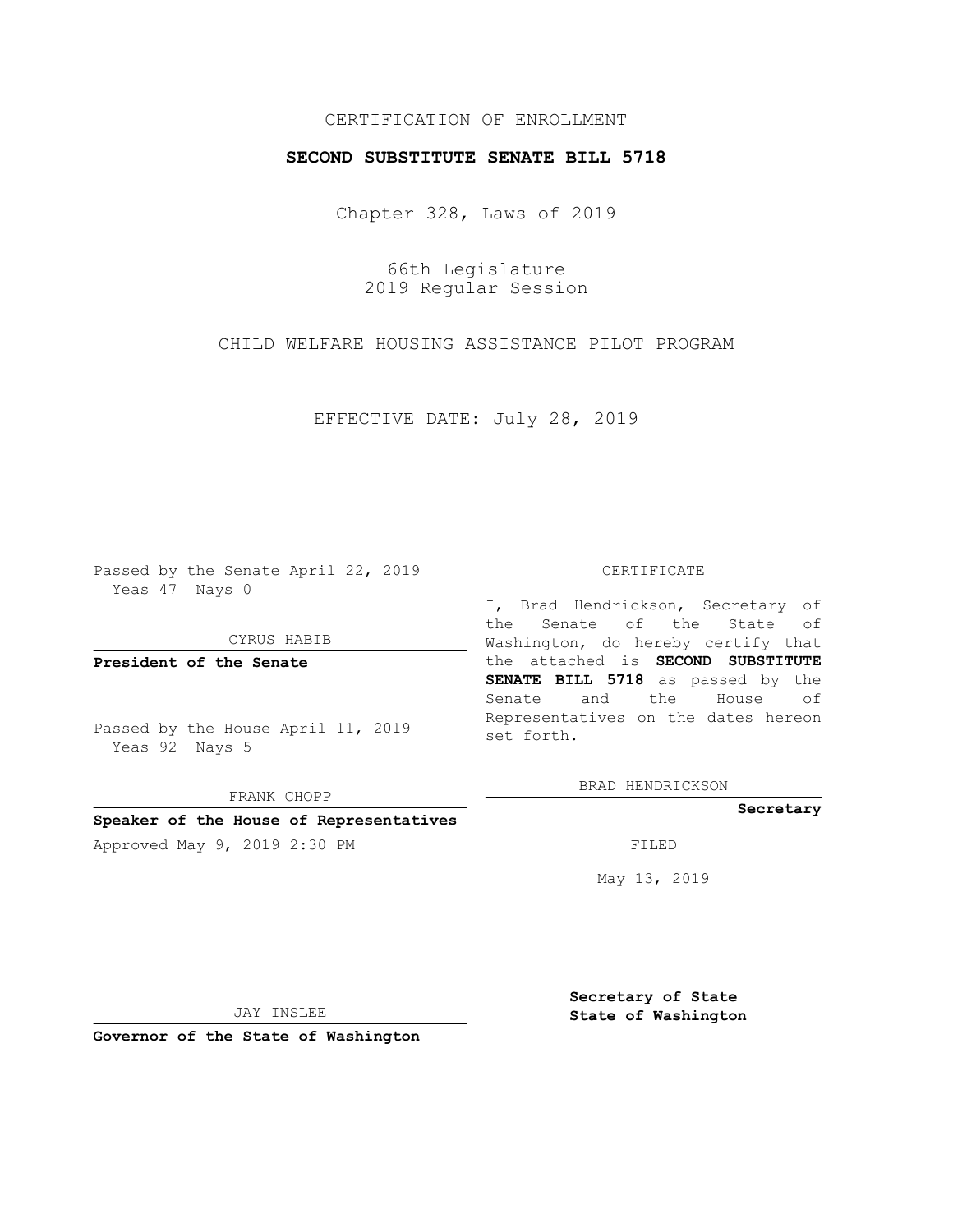CERTIFICATION OF ENROLLMENT

**SECOND SUBSTITUTE SENATE BILL 5718**

Chapter 328, Laws of 2019

66th Legislature
2019 Regular Session

CHILD WELFARE HOUSING ASSISTANCE PILOT PROGRAM

EFFECTIVE DATE: July 28, 2019

Passed by the Senate April 22, 2019
Yeas 47 Nays 0

CYRUS HABIB

**President of the Senate**

Passed by the House April 11, 2019
Yeas 92 Nays 5

FRANK CHOPP

**Speaker of the House of Representatives**

Approved May 9, 2019 2:30 PM

JAY INSLEE

**Governor of the State of Washington**

CERTIFICATE

I, Brad Hendrickson, Secretary of the Senate of the State of Washington, do hereby certify that the attached is **SECOND SUBSTITUTE SENATE BILL 5718** as passed by the Senate and the House of Representatives on the dates hereon set forth.

BRAD HENDRICKSON

**Secretary**

FILED

May 13, 2019

**Secretary of State**
**State of Washington**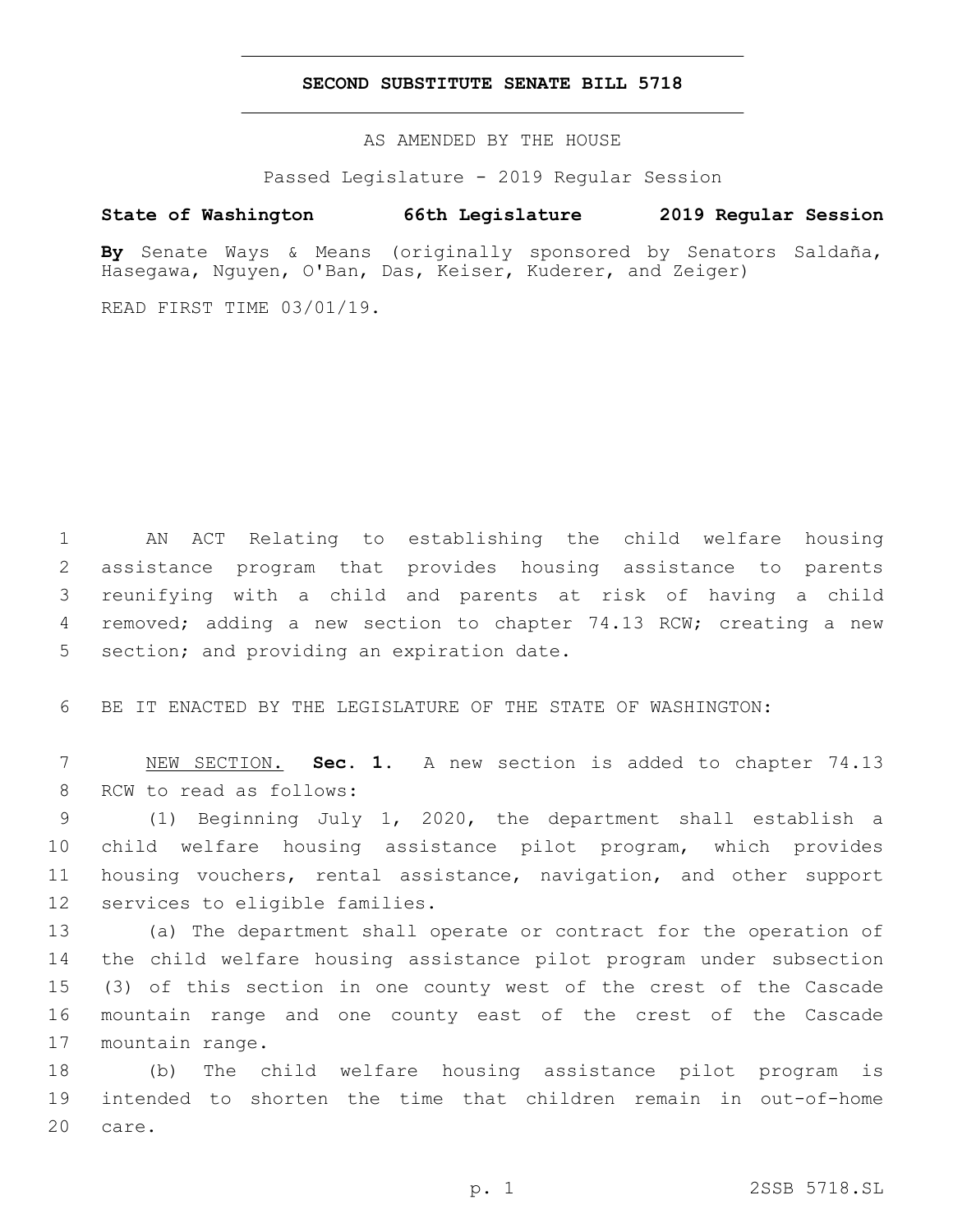**SECOND SUBSTITUTE SENATE BILL 5718**

AS AMENDED BY THE HOUSE

Passed Legislature - 2019 Regular Session

**State of Washington 66th Legislature 2019 Regular Session**

**By** Senate Ways & Means (originally sponsored by Senators Saldaña, Hasegawa, Nguyen, O'Ban, Das, Keiser, Kuderer, and Zeiger)

READ FIRST TIME 03/01/19.

AN ACT Relating to establishing the child welfare housing assistance program that provides housing assistance to parents reunifying with a child and parents at risk of having a child removed; adding a new section to chapter 74.13 RCW; creating a new section; and providing an expiration date.

BE IT ENACTED BY THE LEGISLATURE OF THE STATE OF WASHINGTON:

NEW SECTION. **Sec. 1.** A new section is added to chapter 74.13 RCW to read as follows:

(1) Beginning July 1, 2020, the department shall establish a child welfare housing assistance pilot program, which provides housing vouchers, rental assistance, navigation, and other support services to eligible families.

(a) The department shall operate or contract for the operation of the child welfare housing assistance pilot program under subsection (3) of this section in one county west of the crest of the Cascade mountain range and one county east of the crest of the Cascade mountain range.

(b) The child welfare housing assistance pilot program is intended to shorten the time that children remain in out-of-home care.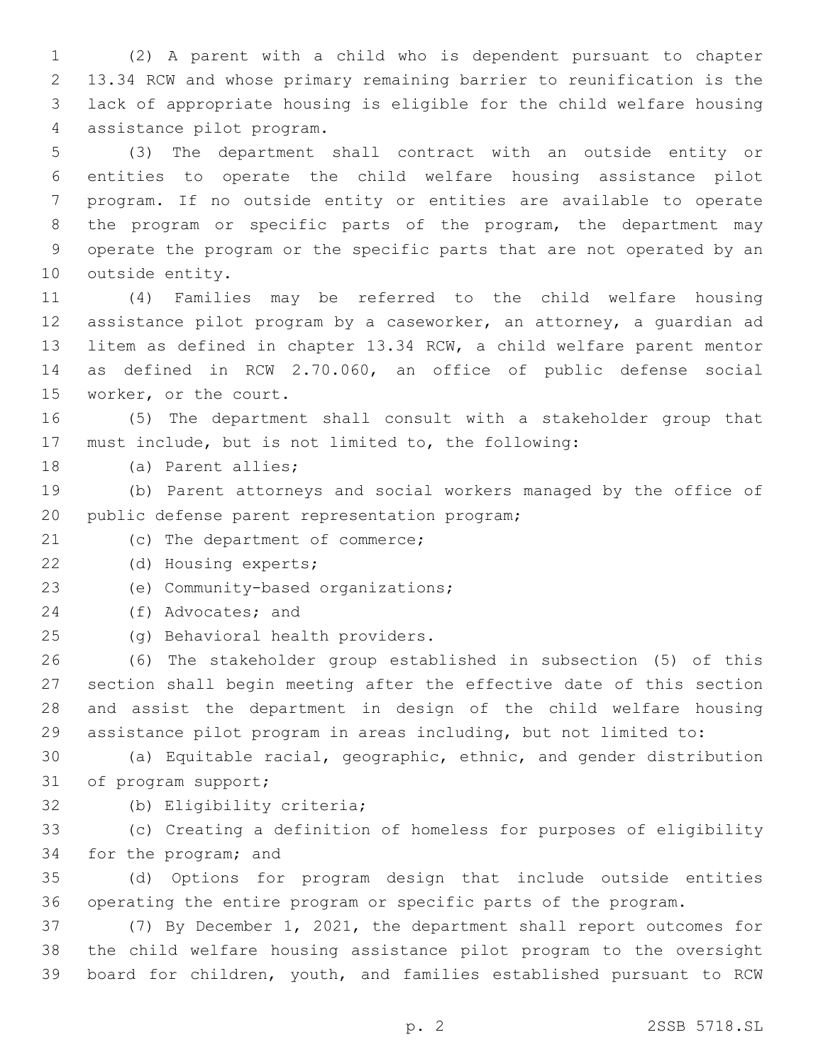(2) A parent with a child who is dependent pursuant to chapter 13.34 RCW and whose primary remaining barrier to reunification is the lack of appropriate housing is eligible for the child welfare housing assistance pilot program.

(3) The department shall contract with an outside entity or entities to operate the child welfare housing assistance pilot program. If no outside entity or entities are available to operate the program or specific parts of the program, the department may operate the program or the specific parts that are not operated by an outside entity.

(4) Families may be referred to the child welfare housing assistance pilot program by a caseworker, an attorney, a guardian ad litem as defined in chapter 13.34 RCW, a child welfare parent mentor as defined in RCW 2.70.060, an office of public defense social worker, or the court.

(5) The department shall consult with a stakeholder group that must include, but is not limited to, the following:

(a) Parent allies;

(b) Parent attorneys and social workers managed by the office of public defense parent representation program;

(c) The department of commerce;

(d) Housing experts;

(e) Community-based organizations;

(f) Advocates; and

(g) Behavioral health providers.

(6) The stakeholder group established in subsection (5) of this section shall begin meeting after the effective date of this section and assist the department in design of the child welfare housing assistance pilot program in areas including, but not limited to:

(a) Equitable racial, geographic, ethnic, and gender distribution of program support;

(b) Eligibility criteria;

(c) Creating a definition of homeless for purposes of eligibility for the program; and

(d) Options for program design that include outside entities operating the entire program or specific parts of the program.

(7) By December 1, 2021, the department shall report outcomes for the child welfare housing assistance pilot program to the oversight board for children, youth, and families established pursuant to RCW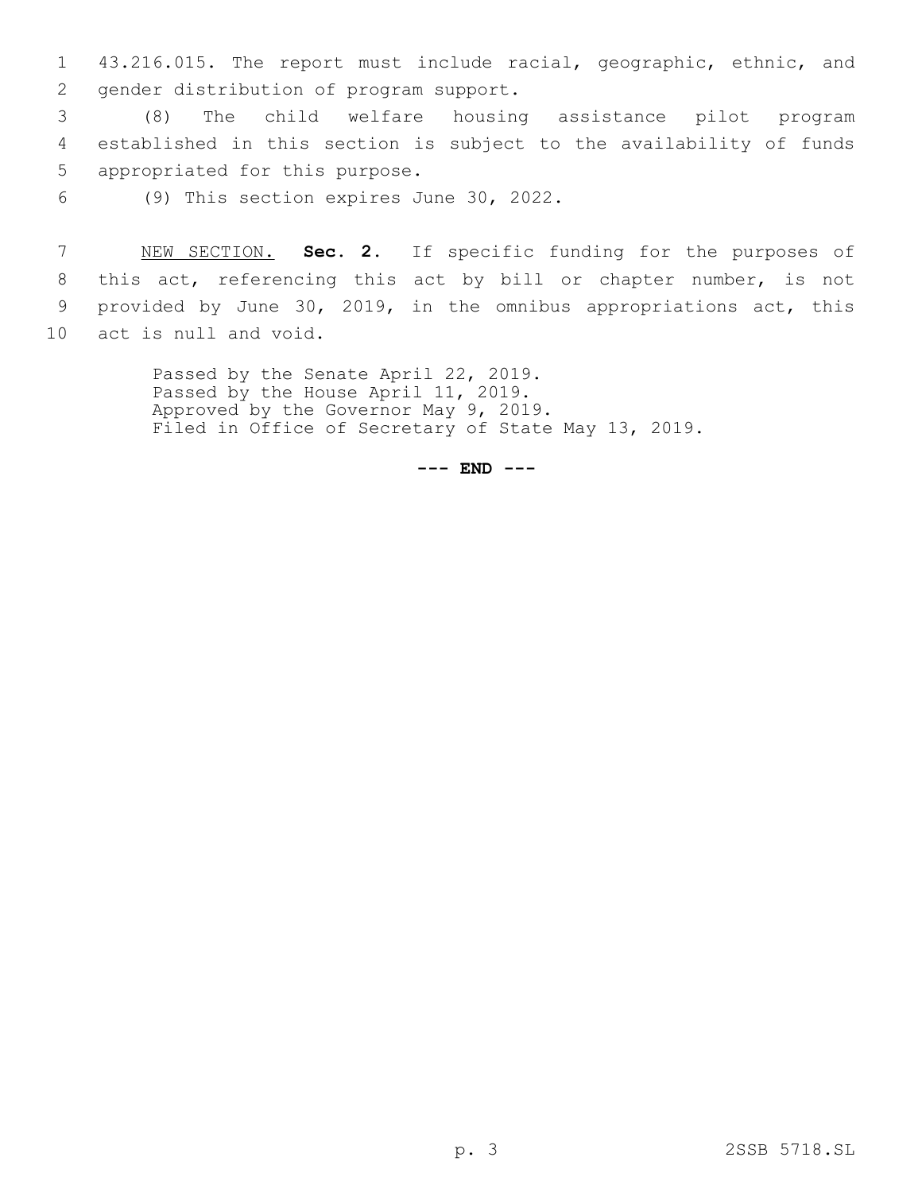43.216.015. The report must include racial, geographic, ethnic, and gender distribution of program support.

(8) The child welfare housing assistance pilot program established in this section is subject to the availability of funds appropriated for this purpose.

(9) This section expires June 30, 2022.

NEW SECTION. **Sec. 2.** If specific funding for the purposes of this act, referencing this act by bill or chapter number, is not provided by June 30, 2019, in the omnibus appropriations act, this act is null and void.

Passed by the Senate April 22, 2019.
Passed by the House April 11, 2019.
Approved by the Governor May 9, 2019.
Filed in Office of Secretary of State May 13, 2019.

**--- END ---**